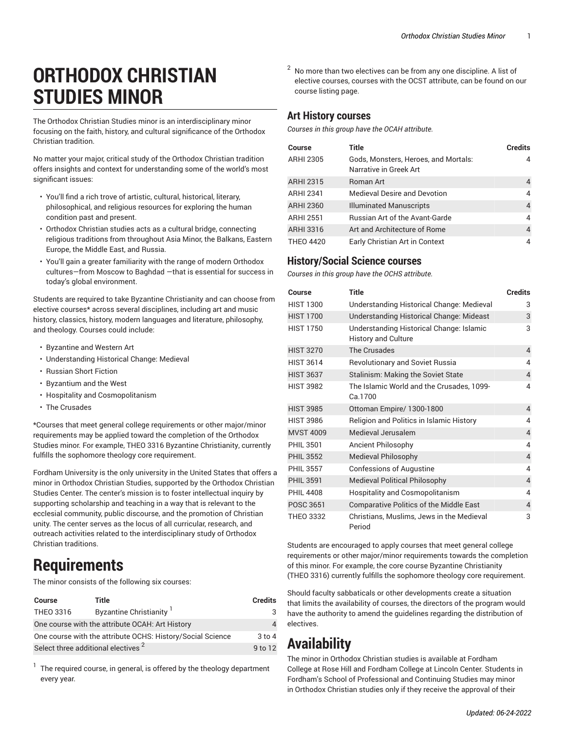# ORTHODOX CHRISTIAN STUDIES MINOR

The Orthodox Christian Studies minor is an interdisciplinary minor focusing on the faith, history, and cultural significance of the Orthodox Christian tradition.

No matter your major, critical study of the Orthodox Christian tradition offers insights and context for understanding some of the world's most significant issues:

- You'll find a rich trove of artistic, cultural, historical, literary, philosophical, and religious resources for exploring the human condition past and present.
- Orthodox Christian studies acts as a cultural bridge, connecting religious traditions from throughout Asia Minor, the Balkans, Eastern Europe, the Middle East, and Russia.
- You'll gain a greater familiarity with the range of modern Orthodox cultures—from Moscow to Baghdad —that is essential for success in today's global environment.

Students are required to take Byzantine Christianity and can choose from elective courses* across several disciplines, including art and music history, classics, history, modern languages and literature, philosophy, and theology. Courses could include:

- Byzantine and Western Art
- Understanding Historical Change: Medieval
- Russian Short Fiction
- Byzantium and the West
- Hospitality and Cosmopolitanism
- The Crusades

*Courses that meet general college requirements or other major/minor requirements may be applied toward the completion of the Orthodox Studies minor. For example, THEO 3316 Byzantine Christianity, currently fulfills the sophomore theology core requirement.

Fordham University is the only university in the United States that offers a minor in Orthodox Christian Studies, supported by the Orthodox Christian Studies Center. The center's mission is to foster intellectual inquiry by supporting scholarship and teaching in a way that is relevant to the ecclesial community, public discourse, and the promotion of Christian unity. The center serves as the locus of all curricular, research, and outreach activities related to the interdisciplinary study of Orthodox Christian traditions.

# Requirements

The minor consists of the following six courses:

| Course | Title | Credits |
|---|---|---|
| THEO 3316 | Byzantine Christianity [1] | 3 |
| One course with the attribute OCAH: Art History | | 4 |
| One course with the attribute OCHS: History/Social Science | | 3 to 4 |
| Select three additional electives [2] | | 9 to 12 |

[1] The required course, in general, is offered by the theology department every year.

[2] No more than two electives can be from any one discipline. A list of elective courses, courses with the OCST attribute, can be found on our course listing page.

## Art History courses

*Courses in this group have the OCAH attribute.*

| Course | Title | Credits |
|---|---|---|
| ARHI 2305 | Gods, Monsters, Heroes, and Mortals: Narrative in Greek Art | 4 |
| ARHI 2315 | Roman Art | 4 |
| ARHI 2341 | Medieval Desire and Devotion | 4 |
| ARHI 2360 | Illuminated Manuscripts | 4 |
| ARHI 2551 | Russian Art of the Avant-Garde | 4 |
| ARHI 3316 | Art and Architecture of Rome | 4 |
| THEO 4420 | Early Christian Art in Context | 4 |

## History/Social Science courses

*Courses in this group have the OCHS attribute.*

| Course | Title | Credits |
|---|---|---|
| HIST 1300 | Understanding Historical Change: Medieval | 3 |
| HIST 1700 | Understanding Historical Change: Mideast | 3 |
| HIST 1750 | Understanding Historical Change: Islamic History and Culture | 3 |
| HIST 3270 | The Crusades | 4 |
| HIST 3614 | Revolutionary and Soviet Russia | 4 |
| HIST 3637 | Stalinism: Making the Soviet State | 4 |
| HIST 3982 | The Islamic World and the Crusades, 1099-Ca.1700 | 4 |
| HIST 3985 | Ottoman Empire/ 1300-1800 | 4 |
| HIST 3986 | Religion and Politics in Islamic History | 4 |
| MVST 4009 | Medieval Jerusalem | 4 |
| PHIL 3501 | Ancient Philosophy | 4 |
| PHIL 3552 | Medieval Philosophy | 4 |
| PHIL 3557 | Confessions of Augustine | 4 |
| PHIL 3591 | Medieval Political Philosophy | 4 |
| PHIL 4408 | Hospitality and Cosmopolitanism | 4 |
| POSC 3651 | Comparative Politics of the Middle East | 4 |
| THEO 3332 | Christians, Muslims, Jews in the Medieval Period | 3 |

Students are encouraged to apply courses that meet general college requirements or other major/minor requirements towards the completion of this minor. For example, the core course Byzantine Christianity (THEO 3316) currently fulfills the sophomore theology core requirement.

Should faculty sabbaticals or other developments create a situation that limits the availability of courses, the directors of the program would have the authority to amend the guidelines regarding the distribution of electives.

# Availability

The minor in Orthodox Christian studies is available at Fordham College at Rose Hill and Fordham College at Lincoln Center. Students in Fordham's School of Professional and Continuing Studies may minor in Orthodox Christian studies only if they receive the approval of their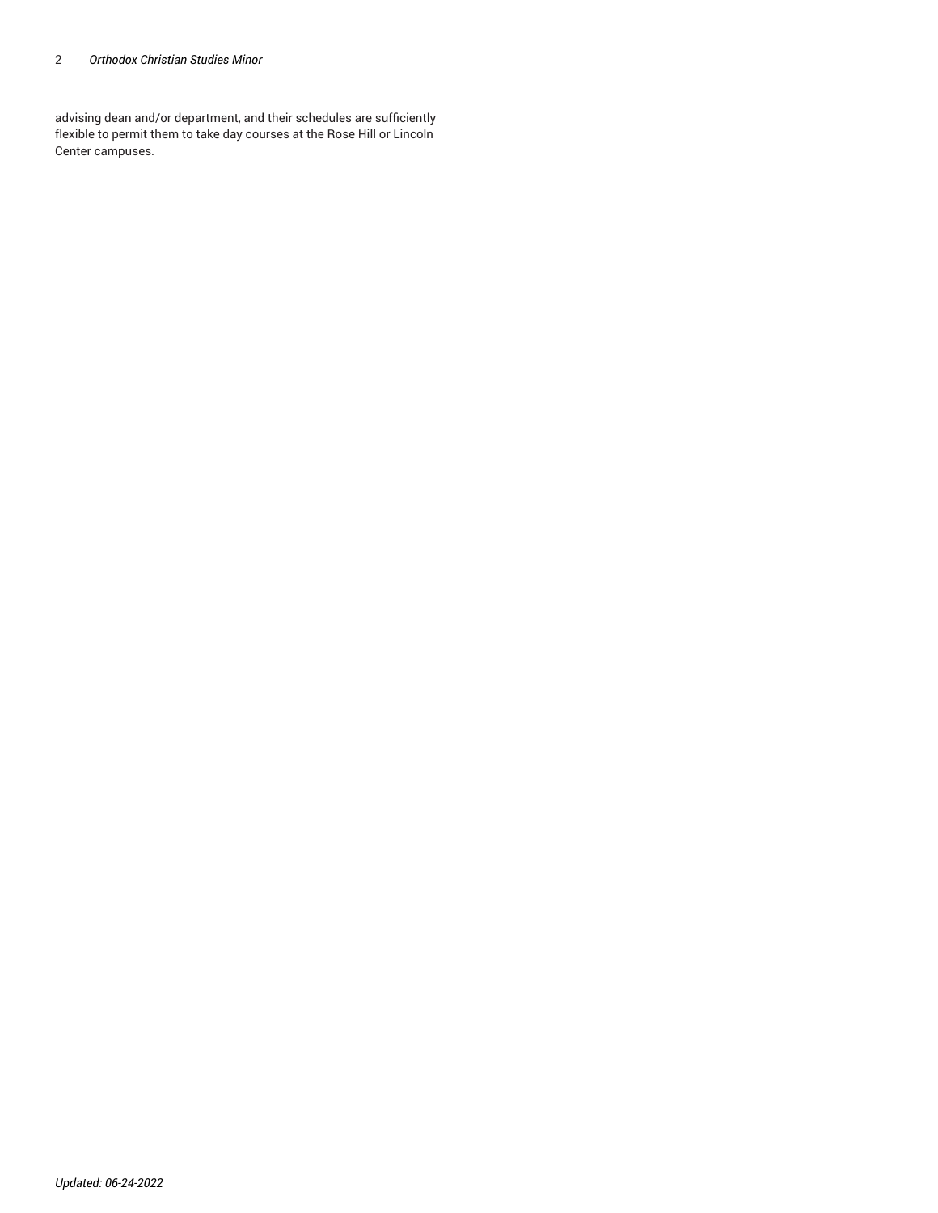advising dean and/or department, and their schedules are sufficiently flexible to permit them to take day courses at the Rose Hill or Lincoln Center campuses.